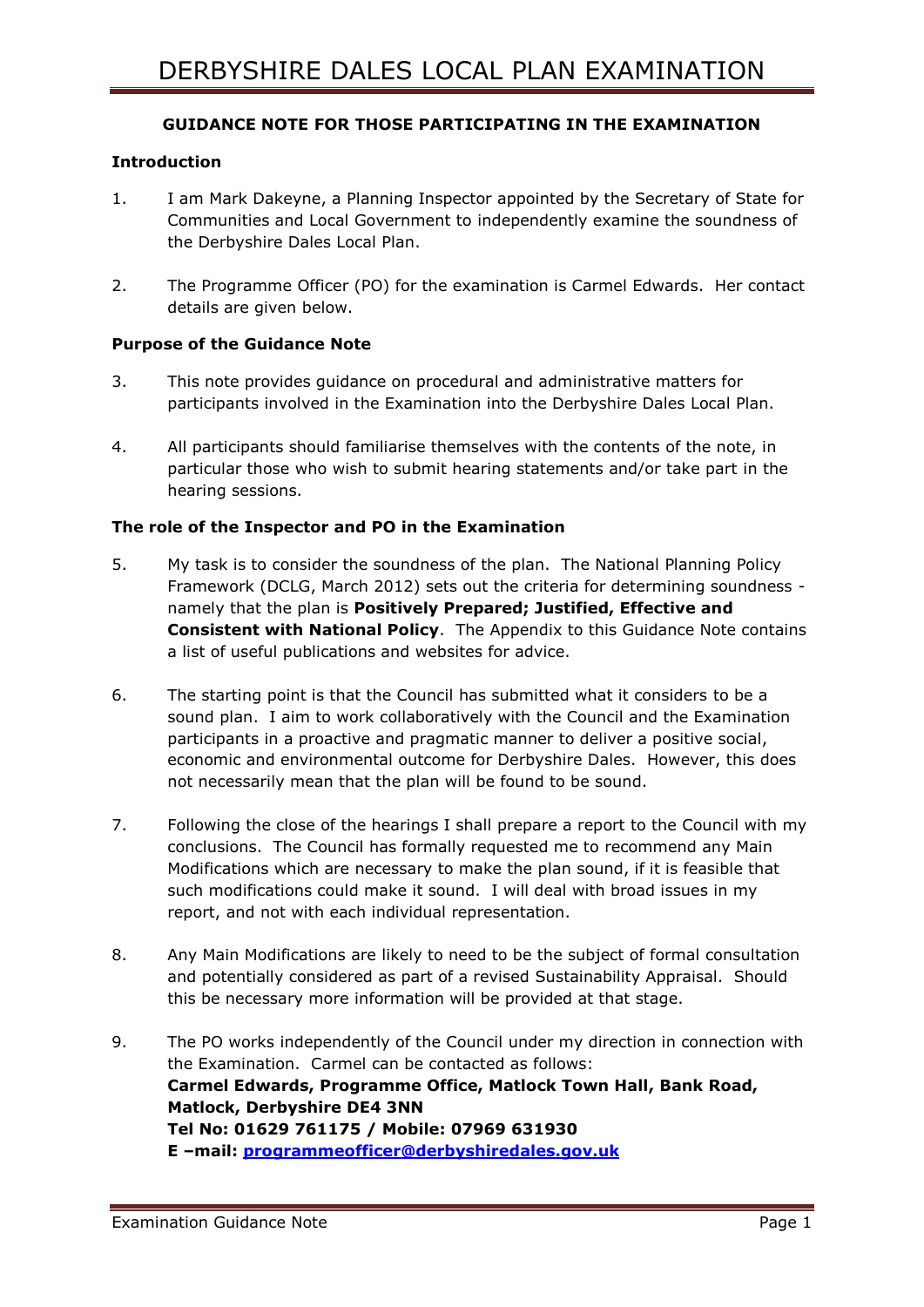# DERBYSHIRE DALES LOCAL PLAN EXAMINATION

## GUIDANCE NOTE FOR THOSE PARTICIPATING IN THE EXAMINATION

### Introduction

1. I am Mark Dakeyne, a Planning Inspector appointed by the Secretary of State for Communities and Local Government to independently examine the soundness of the Derbyshire Dales Local Plan.

2. The Programme Officer (PO) for the examination is Carmel Edwards. Her contact details are given below.

### Purpose of the Guidance Note

3. This note provides guidance on procedural and administrative matters for participants involved in the Examination into the Derbyshire Dales Local Plan.

4. All participants should familiarise themselves with the contents of the note, in particular those who wish to submit hearing statements and/or take part in the hearing sessions.

### The role of the Inspector and PO in the Examination

5. My task is to consider the soundness of the plan. The National Planning Policy Framework (DCLG, March 2012) sets out the criteria for determining soundness - namely that the plan is **Positively Prepared; Justified, Effective and Consistent with National Policy**. The Appendix to this Guidance Note contains a list of useful publications and websites for advice.

6. The starting point is that the Council has submitted what it considers to be a sound plan. I aim to work collaboratively with the Council and the Examination participants in a proactive and pragmatic manner to deliver a positive social, economic and environmental outcome for Derbyshire Dales. However, this does not necessarily mean that the plan will be found to be sound.

7. Following the close of the hearings I shall prepare a report to the Council with my conclusions. The Council has formally requested me to recommend any Main Modifications which are necessary to make the plan sound, if it is feasible that such modifications could make it sound. I will deal with broad issues in my report, and not with each individual representation.

8. Any Main Modifications are likely to need to be the subject of formal consultation and potentially considered as part of a revised Sustainability Appraisal. Should this be necessary more information will be provided at that stage.

9. The PO works independently of the Council under my direction in connection with the Examination. Carmel can be contacted as follows:
   **Carmel Edwards, Programme Office, Matlock Town Hall, Bank Road, Matlock, Derbyshire DE4 3NN**
   **Tel No: 01629 761175 / Mobile: 07969 631930**
   **E –mail: programmeofficer@derbyshiredales.gov.uk**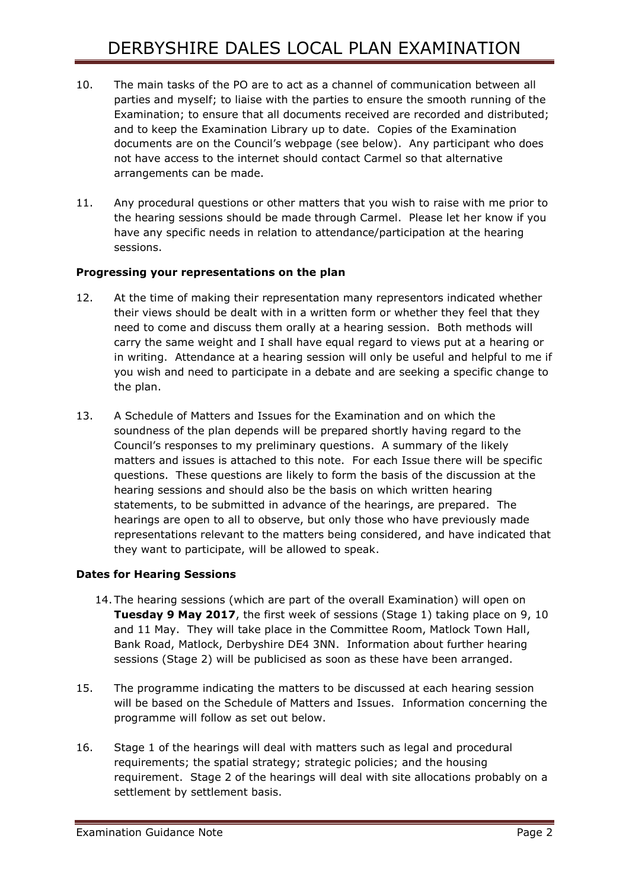10. The main tasks of the PO are to act as a channel of communication between all parties and myself; to liaise with the parties to ensure the smooth running of the Examination; to ensure that all documents received are recorded and distributed; and to keep the Examination Library up to date. Copies of the Examination documents are on the Council's webpage (see below). Any participant who does not have access to the internet should contact Carmel so that alternative arrangements can be made.

11. Any procedural questions or other matters that you wish to raise with me prior to the hearing sessions should be made through Carmel. Please let her know if you have any specific needs in relation to attendance/participation at the hearing sessions.

**Progressing your representations on the plan**

12. At the time of making their representation many representors indicated whether their views should be dealt with in a written form or whether they feel that they need to come and discuss them orally at a hearing session. Both methods will carry the same weight and I shall have equal regard to views put at a hearing or in writing. Attendance at a hearing session will only be useful and helpful to me if you wish and need to participate in a debate and are seeking a specific change to the plan.

13. A Schedule of Matters and Issues for the Examination and on which the soundness of the plan depends will be prepared shortly having regard to the Council's responses to my preliminary questions. A summary of the likely matters and issues is attached to this note. For each Issue there will be specific questions. These questions are likely to form the basis of the discussion at the hearing sessions and should also be the basis on which written hearing statements, to be submitted in advance of the hearings, are prepared. The hearings are open to all to observe, but only those who have previously made representations relevant to the matters being considered, and have indicated that they want to participate, will be allowed to speak.

**Dates for Hearing Sessions**

14. The hearing sessions (which are part of the overall Examination) will open on **Tuesday 9 May 2017**, the first week of sessions (Stage 1) taking place on 9, 10 and 11 May. They will take place in the Committee Room, Matlock Town Hall, Bank Road, Matlock, Derbyshire DE4 3NN. Information about further hearing sessions (Stage 2) will be publicised as soon as these have been arranged.

15. The programme indicating the matters to be discussed at each hearing session will be based on the Schedule of Matters and Issues. Information concerning the programme will follow as set out below.

16. Stage 1 of the hearings will deal with matters such as legal and procedural requirements; the spatial strategy; strategic policies; and the housing requirement. Stage 2 of the hearings will deal with site allocations probably on a settlement by settlement basis.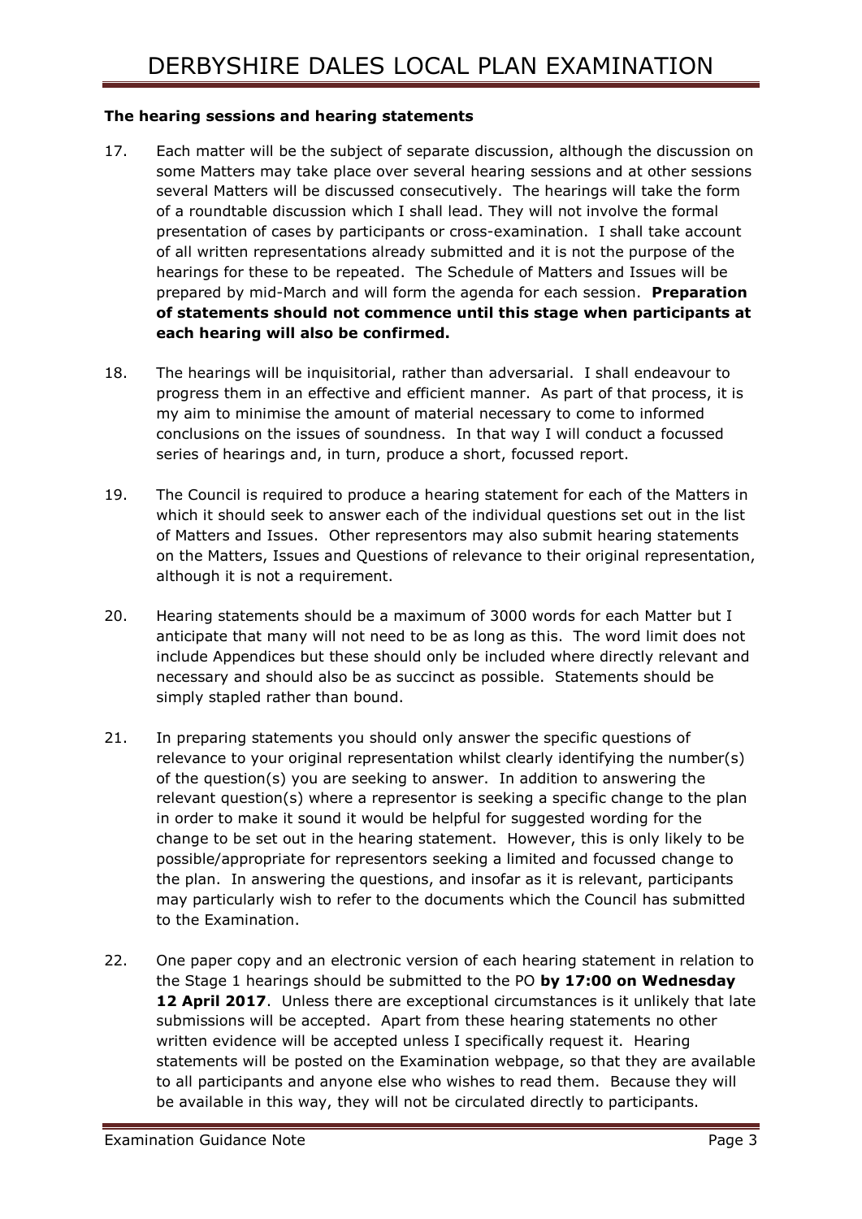**The hearing sessions and hearing statements**

17. Each matter will be the subject of separate discussion, although the discussion on some Matters may take place over several hearing sessions and at other sessions several Matters will be discussed consecutively. The hearings will take the form of a roundtable discussion which I shall lead. They will not involve the formal presentation of cases by participants or cross-examination. I shall take account of all written representations already submitted and it is not the purpose of the hearings for these to be repeated. The Schedule of Matters and Issues will be prepared by mid-March and will form the agenda for each session. **Preparation of statements should not commence until this stage when participants at each hearing will also be confirmed.**

18. The hearings will be inquisitorial, rather than adversarial. I shall endeavour to progress them in an effective and efficient manner. As part of that process, it is my aim to minimise the amount of material necessary to come to informed conclusions on the issues of soundness. In that way I will conduct a focussed series of hearings and, in turn, produce a short, focussed report.

19. The Council is required to produce a hearing statement for each of the Matters in which it should seek to answer each of the individual questions set out in the list of Matters and Issues. Other representors may also submit hearing statements on the Matters, Issues and Questions of relevance to their original representation, although it is not a requirement.

20. Hearing statements should be a maximum of 3000 words for each Matter but I anticipate that many will not need to be as long as this. The word limit does not include Appendices but these should only be included where directly relevant and necessary and should also be as succinct as possible. Statements should be simply stapled rather than bound.

21. In preparing statements you should only answer the specific questions of relevance to your original representation whilst clearly identifying the number(s) of the question(s) you are seeking to answer. In addition to answering the relevant question(s) where a representor is seeking a specific change to the plan in order to make it sound it would be helpful for suggested wording for the change to be set out in the hearing statement. However, this is only likely to be possible/appropriate for representors seeking a limited and focussed change to the plan. In answering the questions, and insofar as it is relevant, participants may particularly wish to refer to the documents which the Council has submitted to the Examination.

22. One paper copy and an electronic version of each hearing statement in relation to the Stage 1 hearings should be submitted to the PO **by 17:00 on Wednesday 12 April 2017**. Unless there are exceptional circumstances is it unlikely that late submissions will be accepted. Apart from these hearing statements no other written evidence will be accepted unless I specifically request it. Hearing statements will be posted on the Examination webpage, so that they are available to all participants and anyone else who wishes to read them. Because they will be available in this way, they will not be circulated directly to participants.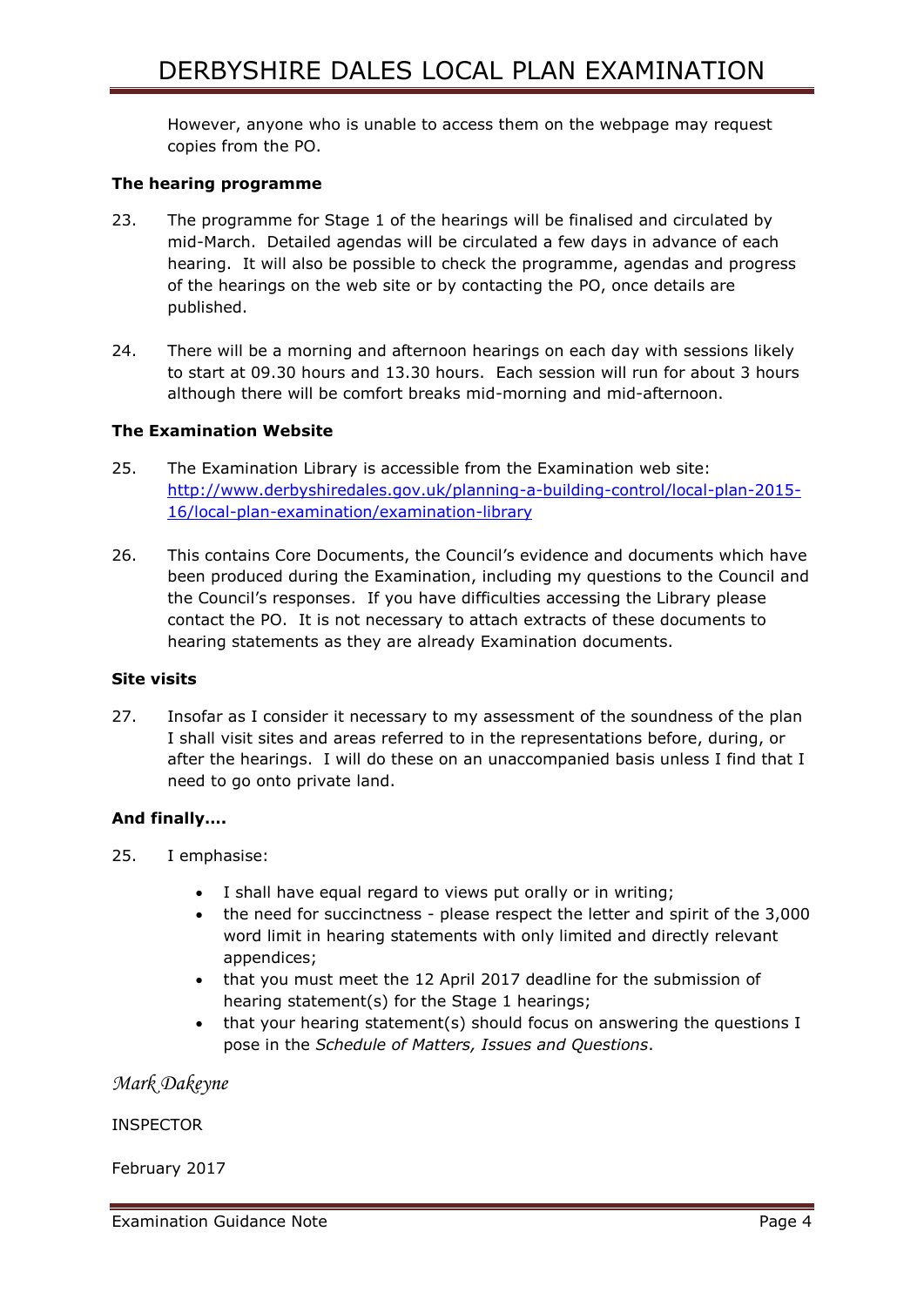However, anyone who is unable to access them on the webpage may request copies from the PO.

**The hearing programme**

23. The programme for Stage 1 of the hearings will be finalised and circulated by mid-March. Detailed agendas will be circulated a few days in advance of each hearing. It will also be possible to check the programme, agendas and progress of the hearings on the web site or by contacting the PO, once details are published.

24. There will be a morning and afternoon hearings on each day with sessions likely to start at 09.30 hours and 13.30 hours. Each session will run for about 3 hours although there will be comfort breaks mid-morning and mid-afternoon.

**The Examination Website**

25. The Examination Library is accessible from the Examination web site: [http://www.derbyshiredales.gov.uk/planning-a-building-control/local-plan-2015-16/local-plan-examination/examination-library](http://www.derbyshiredales.gov.uk/planning-a-building-control/local-plan-2015-16/local-plan-examination/examination-library)

26. This contains Core Documents, the Council's evidence and documents which have been produced during the Examination, including my questions to the Council and the Council's responses. If you have difficulties accessing the Library please contact the PO. It is not necessary to attach extracts of these documents to hearing statements as they are already Examination documents.

**Site visits**

27. Insofar as I consider it necessary to my assessment of the soundness of the plan I shall visit sites and areas referred to in the representations before, during, or after the hearings. I will do these on an unaccompanied basis unless I find that I need to go onto private land.

**And finally….**

25. I emphasise:

- I shall have equal regard to views put orally or in writing;
- the need for succinctness - please respect the letter and spirit of the 3,000 word limit in hearing statements with only limited and directly relevant appendices;
- that you must meet the 12 April 2017 deadline for the submission of hearing statement(s) for the Stage 1 hearings;
- that your hearing statement(s) should focus on answering the questions I pose in the *Schedule of Matters, Issues and Questions*.

*Mark Dakeyne*

INSPECTOR

February 2017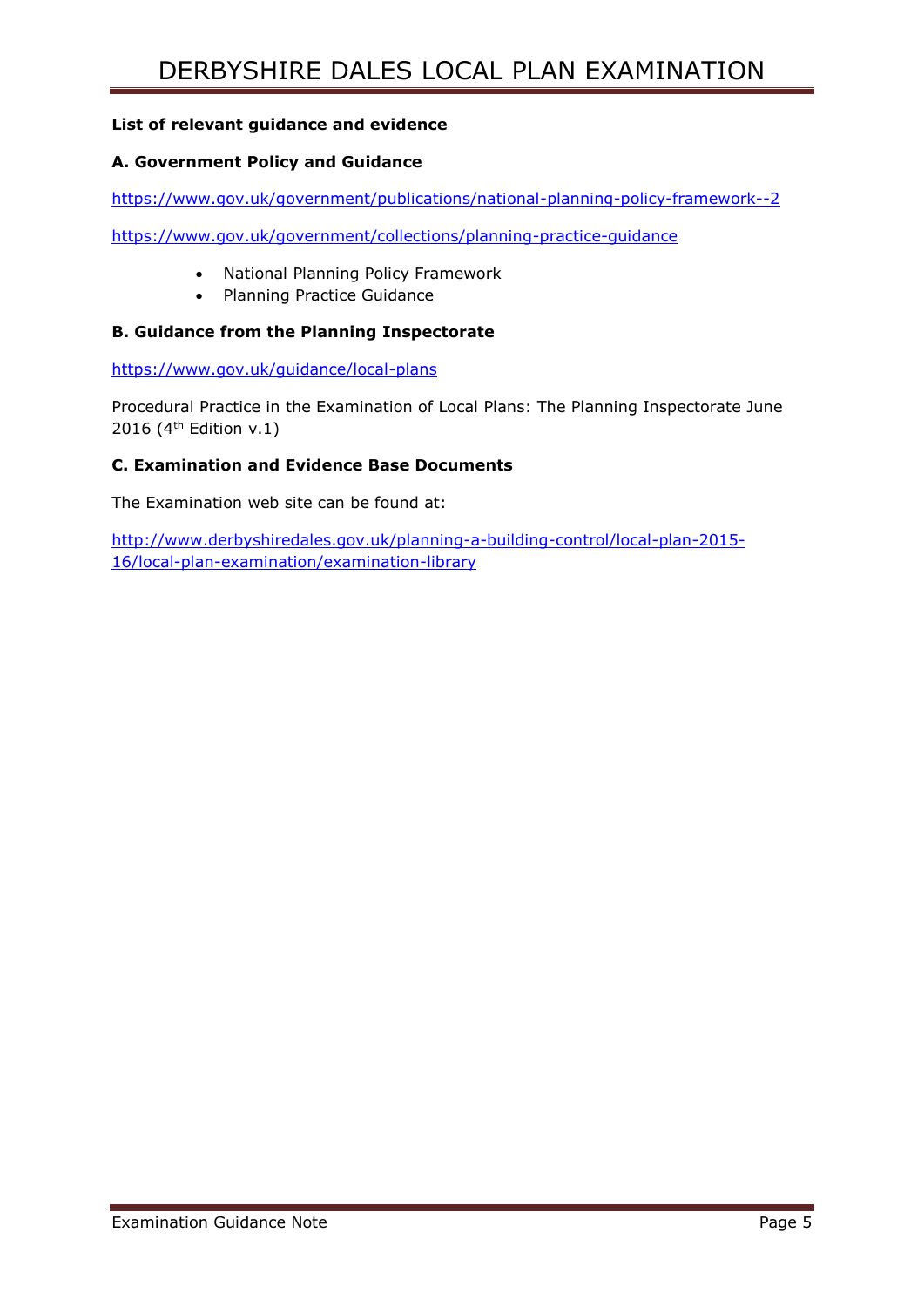**List of relevant guidance and evidence**

**A. Government Policy and Guidance**

https://www.gov.uk/government/publications/national-planning-policy-framework--2

https://www.gov.uk/government/collections/planning-practice-guidance

- National Planning Policy Framework
- Planning Practice Guidance

**B. Guidance from the Planning Inspectorate**

https://www.gov.uk/guidance/local-plans

Procedural Practice in the Examination of Local Plans: The Planning Inspectorate June 2016 (4th Edition v.1)

**C. Examination and Evidence Base Documents**

The Examination web site can be found at:

http://www.derbyshiredales.gov.uk/planning-a-building-control/local-plan-2015-16/local-plan-examination/examination-library